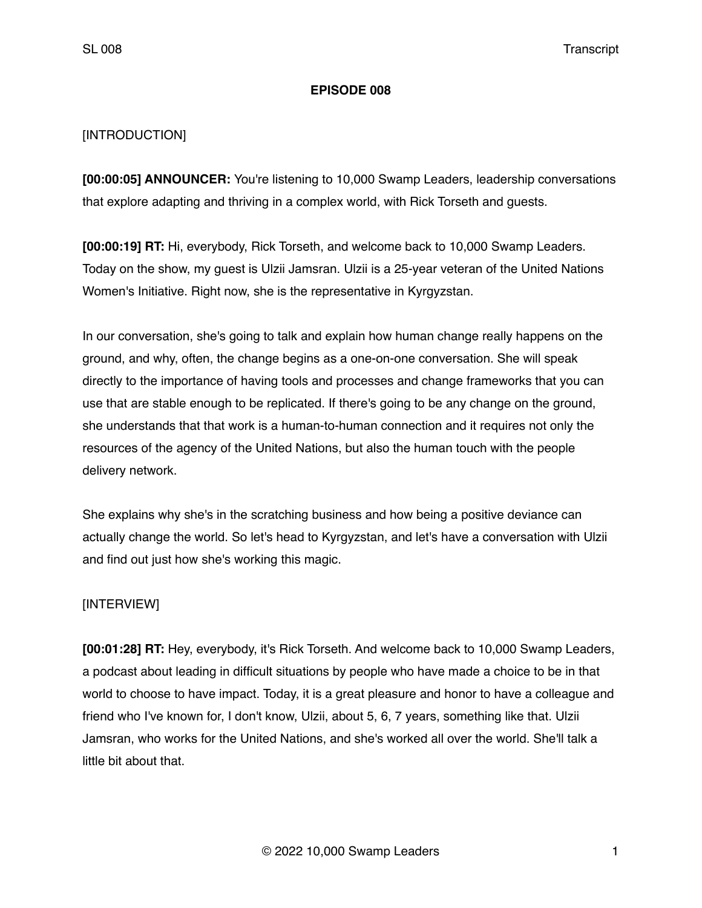# EPISODE 008

[INTRODUCTION]

**[00:00:05] ANNOUNCER:** You're listening to 10,000 Swamp Leaders, leadership conversations that explore adapting and thriving in a complex world, with Rick Torseth and guests.

**[00:00:19] RT:** Hi, everybody, Rick Torseth, and welcome back to 10,000 Swamp Leaders. Today on the show, my guest is Ulzii Jamsran. Ulzii is a 25-year veteran of the United Nations Women's Initiative. Right now, she is the representative in Kyrgyzstan.

In our conversation, she's going to talk and explain how human change really happens on the ground, and why, often, the change begins as a one-on-one conversation. She will speak directly to the importance of having tools and processes and change frameworks that you can use that are stable enough to be replicated. If there's going to be any change on the ground, she understands that that work is a human-to-human connection and it requires not only the resources of the agency of the United Nations, but also the human touch with the people delivery network.

She explains why she's in the scratching business and how being a positive deviance can actually change the world. So let's head to Kyrgyzstan, and let's have a conversation with Ulzii and find out just how she's working this magic.

[INTERVIEW]

**[00:01:28] RT:** Hey, everybody, it's Rick Torseth. And welcome back to 10,000 Swamp Leaders, a podcast about leading in difficult situations by people who have made a choice to be in that world to choose to have impact. Today, it is a great pleasure and honor to have a colleague and friend who I've known for, I don't know, Ulzii, about 5, 6, 7 years, something like that. Ulzii Jamsran, who works for the United Nations, and she's worked all over the world. She'll talk a little bit about that.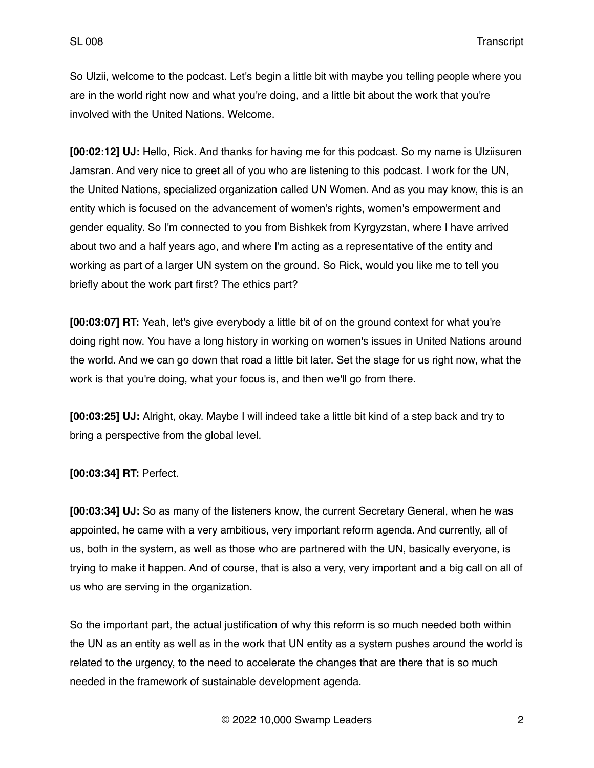So Ulzii, welcome to the podcast. Let's begin a little bit with maybe you telling people where you are in the world right now and what you're doing, and a little bit about the work that you're involved with the United Nations. Welcome.

**[00:02:12] UJ:** Hello, Rick. And thanks for having me for this podcast. So my name is Ulziisuren Jamsran. And very nice to greet all of you who are listening to this podcast. I work for the UN, the United Nations, specialized organization called UN Women. And as you may know, this is an entity which is focused on the advancement of women's rights, women's empowerment and gender equality. So I'm connected to you from Bishkek from Kyrgyzstan, where I have arrived about two and a half years ago, and where I'm acting as a representative of the entity and working as part of a larger UN system on the ground. So Rick, would you like me to tell you briefly about the work part first? The ethics part?

**[00:03:07] RT:** Yeah, let's give everybody a little bit of on the ground context for what you're doing right now. You have a long history in working on women's issues in United Nations around the world. And we can go down that road a little bit later. Set the stage for us right now, what the work is that you're doing, what your focus is, and then we'll go from there.

**[00:03:25] UJ:** Alright, okay. Maybe I will indeed take a little bit kind of a step back and try to bring a perspective from the global level.

**[00:03:34] RT:** Perfect.

**[00:03:34] UJ:** So as many of the listeners know, the current Secretary General, when he was appointed, he came with a very ambitious, very important reform agenda. And currently, all of us, both in the system, as well as those who are partnered with the UN, basically everyone, is trying to make it happen. And of course, that is also a very, very important and a big call on all of us who are serving in the organization.

So the important part, the actual justification of why this reform is so much needed both within the UN as an entity as well as in the work that UN entity as a system pushes around the world is related to the urgency, to the need to accelerate the changes that are there that is so much needed in the framework of sustainable development agenda.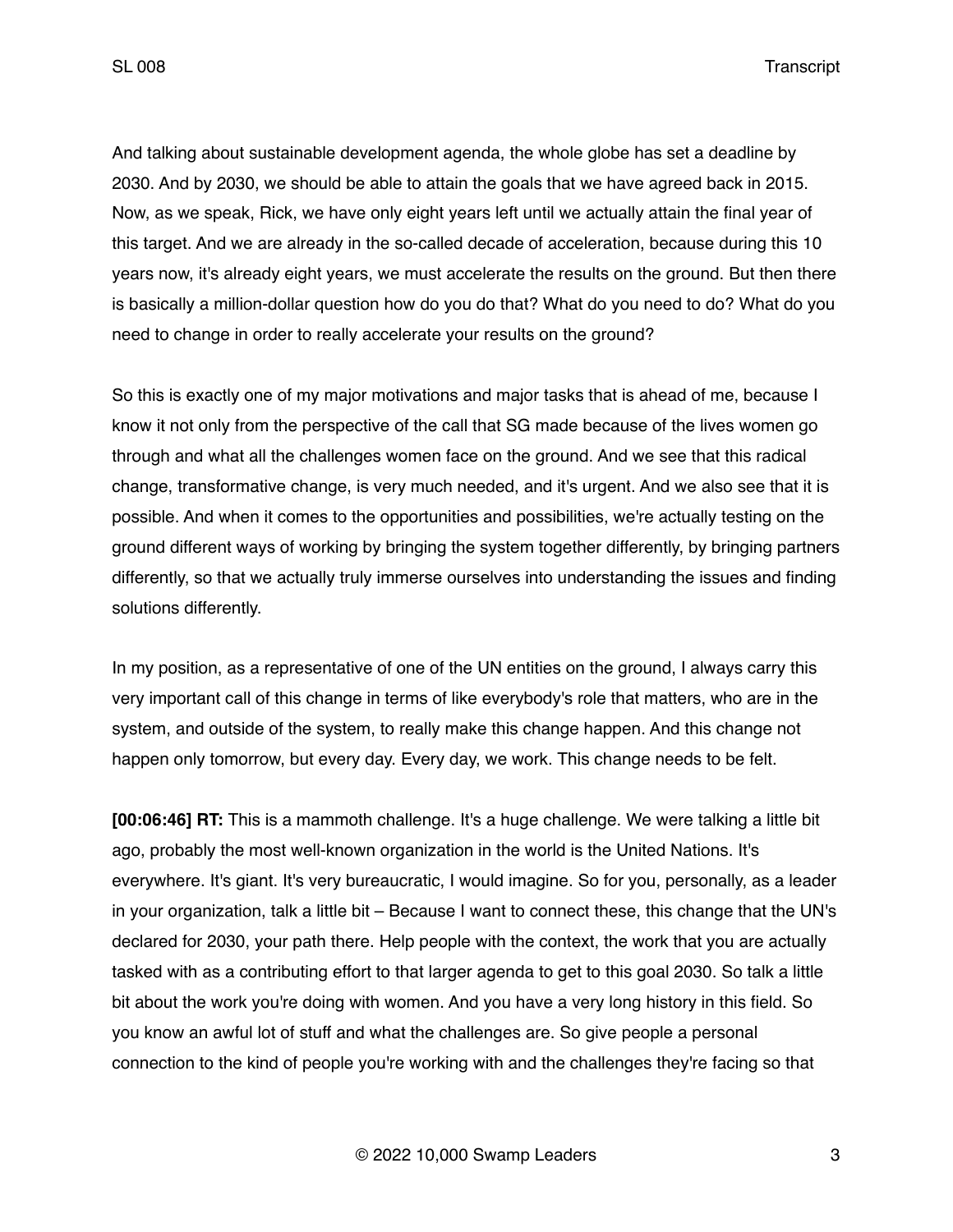And talking about sustainable development agenda, the whole globe has set a deadline by 2030. And by 2030, we should be able to attain the goals that we have agreed back in 2015. Now, as we speak, Rick, we have only eight years left until we actually attain the final year of this target. And we are already in the so-called decade of acceleration, because during this 10 years now, it's already eight years, we must accelerate the results on the ground. But then there is basically a million-dollar question how do you do that? What do you need to do? What do you need to change in order to really accelerate your results on the ground?

So this is exactly one of my major motivations and major tasks that is ahead of me, because I know it not only from the perspective of the call that SG made because of the lives women go through and what all the challenges women face on the ground. And we see that this radical change, transformative change, is very much needed, and it's urgent. And we also see that it is possible. And when it comes to the opportunities and possibilities, we're actually testing on the ground different ways of working by bringing the system together differently, by bringing partners differently, so that we actually truly immerse ourselves into understanding the issues and finding solutions differently.

In my position, as a representative of one of the UN entities on the ground, I always carry this very important call of this change in terms of like everybody's role that matters, who are in the system, and outside of the system, to really make this change happen. And this change not happen only tomorrow, but every day. Every day, we work. This change needs to be felt.

**[00:06:46] RT:** This is a mammoth challenge. It's a huge challenge. We were talking a little bit ago, probably the most well-known organization in the world is the United Nations. It's everywhere. It's giant. It's very bureaucratic, I would imagine. So for you, personally, as a leader in your organization, talk a little bit – Because I want to connect these, this change that the UN's declared for 2030, your path there. Help people with the context, the work that you are actually tasked with as a contributing effort to that larger agenda to get to this goal 2030. So talk a little bit about the work you're doing with women. And you have a very long history in this field. So you know an awful lot of stuff and what the challenges are. So give people a personal connection to the kind of people you're working with and the challenges they're facing so that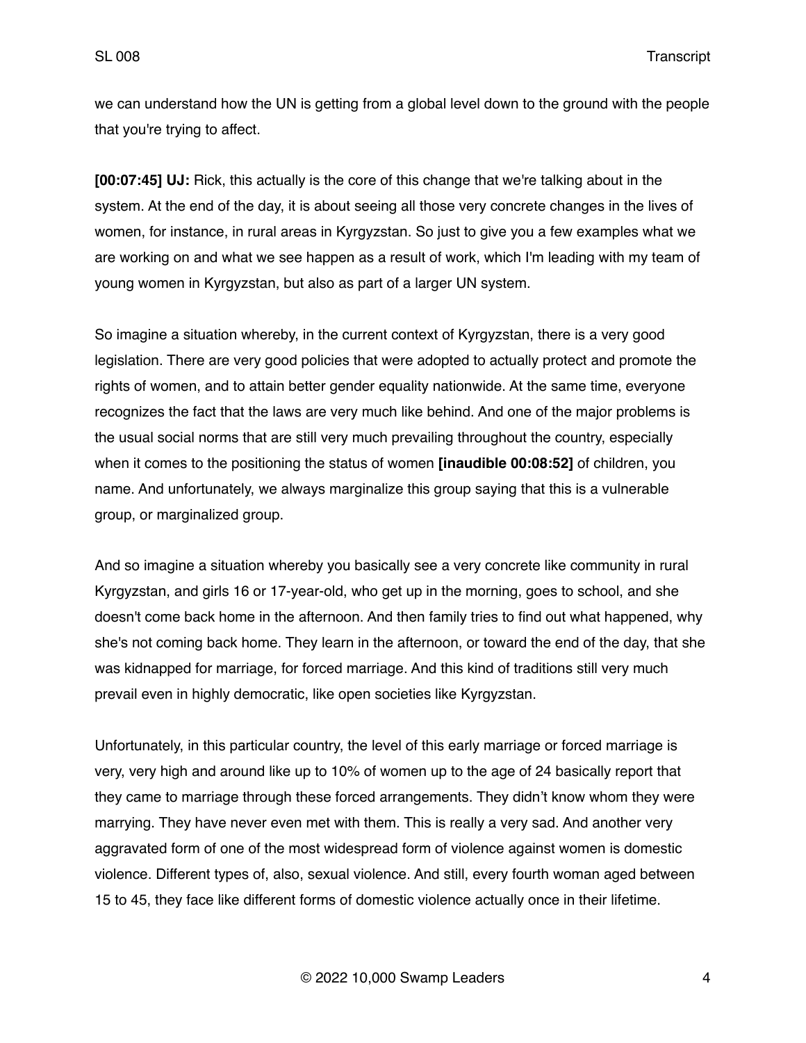we can understand how the UN is getting from a global level down to the ground with the people that you're trying to affect.

**[00:07:45] UJ:** Rick, this actually is the core of this change that we're talking about in the system. At the end of the day, it is about seeing all those very concrete changes in the lives of women, for instance, in rural areas in Kyrgyzstan. So just to give you a few examples what we are working on and what we see happen as a result of work, which I'm leading with my team of young women in Kyrgyzstan, but also as part of a larger UN system.

So imagine a situation whereby, in the current context of Kyrgyzstan, there is a very good legislation. There are very good policies that were adopted to actually protect and promote the rights of women, and to attain better gender equality nationwide. At the same time, everyone recognizes the fact that the laws are very much like behind. And one of the major problems is the usual social norms that are still very much prevailing throughout the country, especially when it comes to the positioning the status of women **[inaudible 00:08:52]** of children, you name. And unfortunately, we always marginalize this group saying that this is a vulnerable group, or marginalized group.

And so imagine a situation whereby you basically see a very concrete like community in rural Kyrgyzstan, and girls 16 or 17-year-old, who get up in the morning, goes to school, and she doesn't come back home in the afternoon. And then family tries to find out what happened, why she's not coming back home. They learn in the afternoon, or toward the end of the day, that she was kidnapped for marriage, for forced marriage. And this kind of traditions still very much prevail even in highly democratic, like open societies like Kyrgyzstan.

Unfortunately, in this particular country, the level of this early marriage or forced marriage is very, very high and around like up to 10% of women up to the age of 24 basically report that they came to marriage through these forced arrangements. They didn't know whom they were marrying. They have never even met with them. This is really a very sad. And another very aggravated form of one of the most widespread form of violence against women is domestic violence. Different types of, also, sexual violence. And still, every fourth woman aged between 15 to 45, they face like different forms of domestic violence actually once in their lifetime.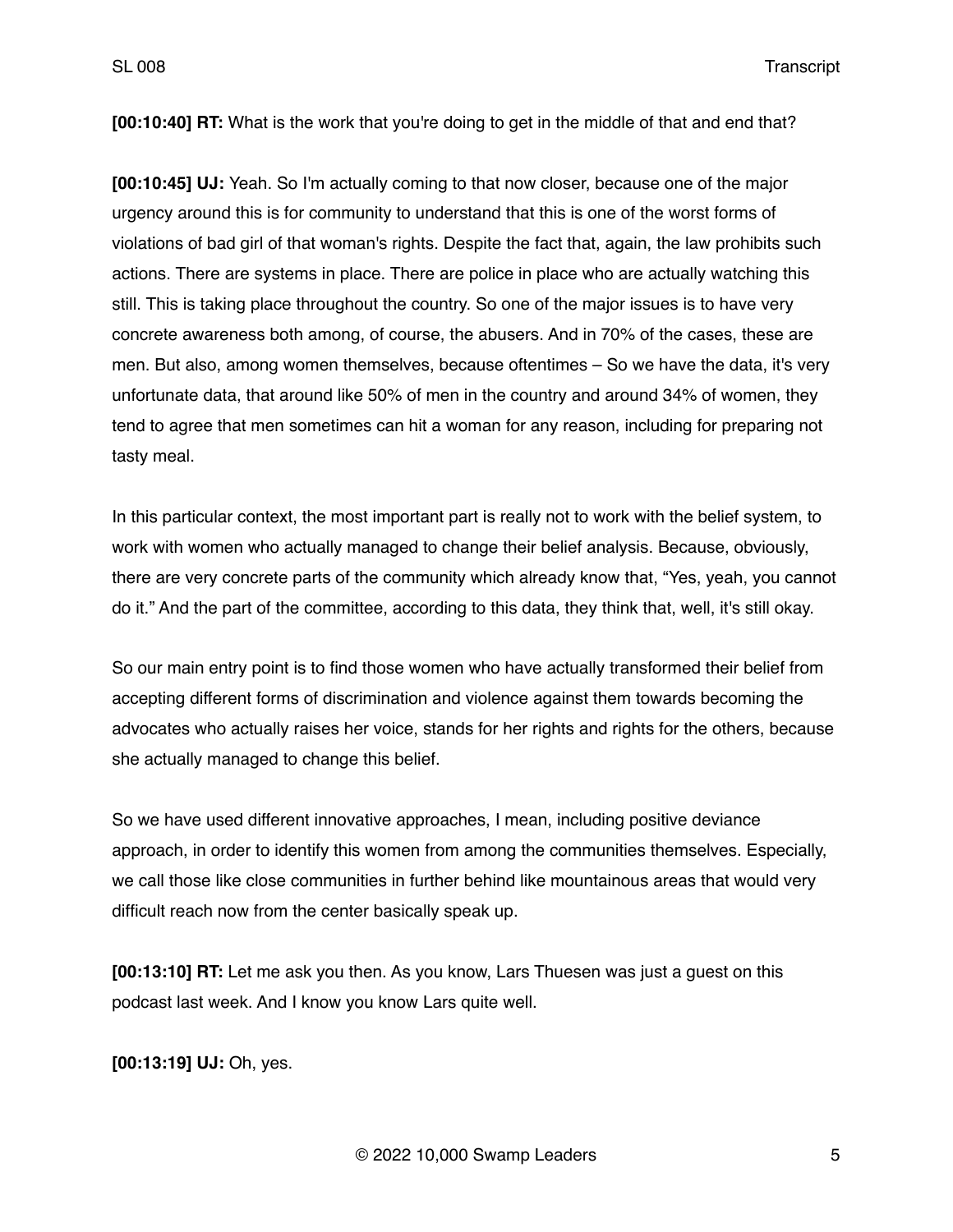**[00:10:40] RT:** What is the work that you're doing to get in the middle of that and end that?

**[00:10:45] UJ:** Yeah. So I'm actually coming to that now closer, because one of the major urgency around this is for community to understand that this is one of the worst forms of violations of bad girl of that woman's rights. Despite the fact that, again, the law prohibits such actions. There are systems in place. There are police in place who are actually watching this still. This is taking place throughout the country. So one of the major issues is to have very concrete awareness both among, of course, the abusers. And in 70% of the cases, these are men. But also, among women themselves, because oftentimes – So we have the data, it's very unfortunate data, that around like 50% of men in the country and around 34% of women, they tend to agree that men sometimes can hit a woman for any reason, including for preparing not tasty meal.

In this particular context, the most important part is really not to work with the belief system, to work with women who actually managed to change their belief analysis. Because, obviously, there are very concrete parts of the community which already know that, "Yes, yeah, you cannot do it." And the part of the committee, according to this data, they think that, well, it's still okay.

So our main entry point is to find those women who have actually transformed their belief from accepting different forms of discrimination and violence against them towards becoming the advocates who actually raises her voice, stands for her rights and rights for the others, because she actually managed to change this belief.

So we have used different innovative approaches, I mean, including positive deviance approach, in order to identify this women from among the communities themselves. Especially, we call those like close communities in further behind like mountainous areas that would very difficult reach now from the center basically speak up.

**[00:13:10] RT:** Let me ask you then. As you know, Lars Thuesen was just a guest on this podcast last week. And I know you know Lars quite well.

**[00:13:19] UJ:** Oh, yes.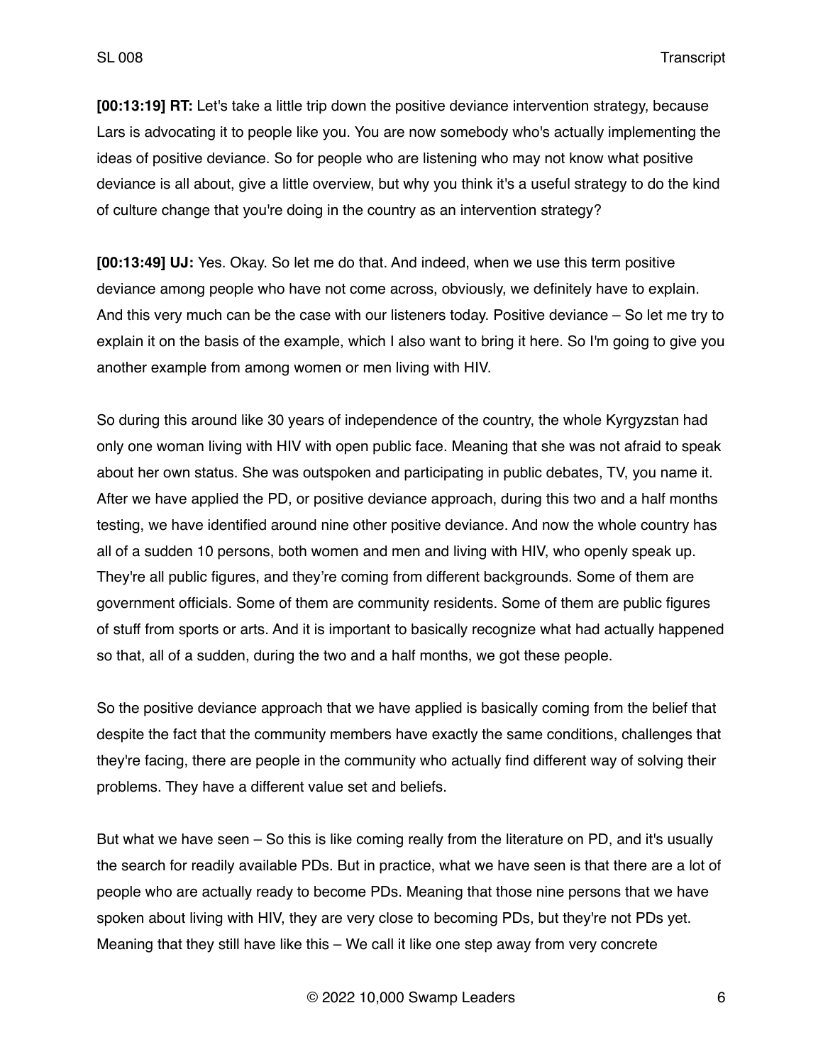**[00:13:19] RT:** Let's take a little trip down the positive deviance intervention strategy, because Lars is advocating it to people like you. You are now somebody who's actually implementing the ideas of positive deviance. So for people who are listening who may not know what positive deviance is all about, give a little overview, but why you think it's a useful strategy to do the kind of culture change that you're doing in the country as an intervention strategy?

**[00:13:49] UJ:** Yes. Okay. So let me do that. And indeed, when we use this term positive deviance among people who have not come across, obviously, we definitely have to explain. And this very much can be the case with our listeners today. Positive deviance – So let me try to explain it on the basis of the example, which I also want to bring it here. So I'm going to give you another example from among women or men living with HIV.

So during this around like 30 years of independence of the country, the whole Kyrgyzstan had only one woman living with HIV with open public face. Meaning that she was not afraid to speak about her own status. She was outspoken and participating in public debates, TV, you name it. After we have applied the PD, or positive deviance approach, during this two and a half months testing, we have identified around nine other positive deviance. And now the whole country has all of a sudden 10 persons, both women and men and living with HIV, who openly speak up. They're all public figures, and they're coming from different backgrounds. Some of them are government officials. Some of them are community residents. Some of them are public figures of stuff from sports or arts. And it is important to basically recognize what had actually happened so that, all of a sudden, during the two and a half months, we got these people.

So the positive deviance approach that we have applied is basically coming from the belief that despite the fact that the community members have exactly the same conditions, challenges that they're facing, there are people in the community who actually find different way of solving their problems. They have a different value set and beliefs.

But what we have seen – So this is like coming really from the literature on PD, and it's usually the search for readily available PDs. But in practice, what we have seen is that there are a lot of people who are actually ready to become PDs. Meaning that those nine persons that we have spoken about living with HIV, they are very close to becoming PDs, but they're not PDs yet. Meaning that they still have like this – We call it like one step away from very concrete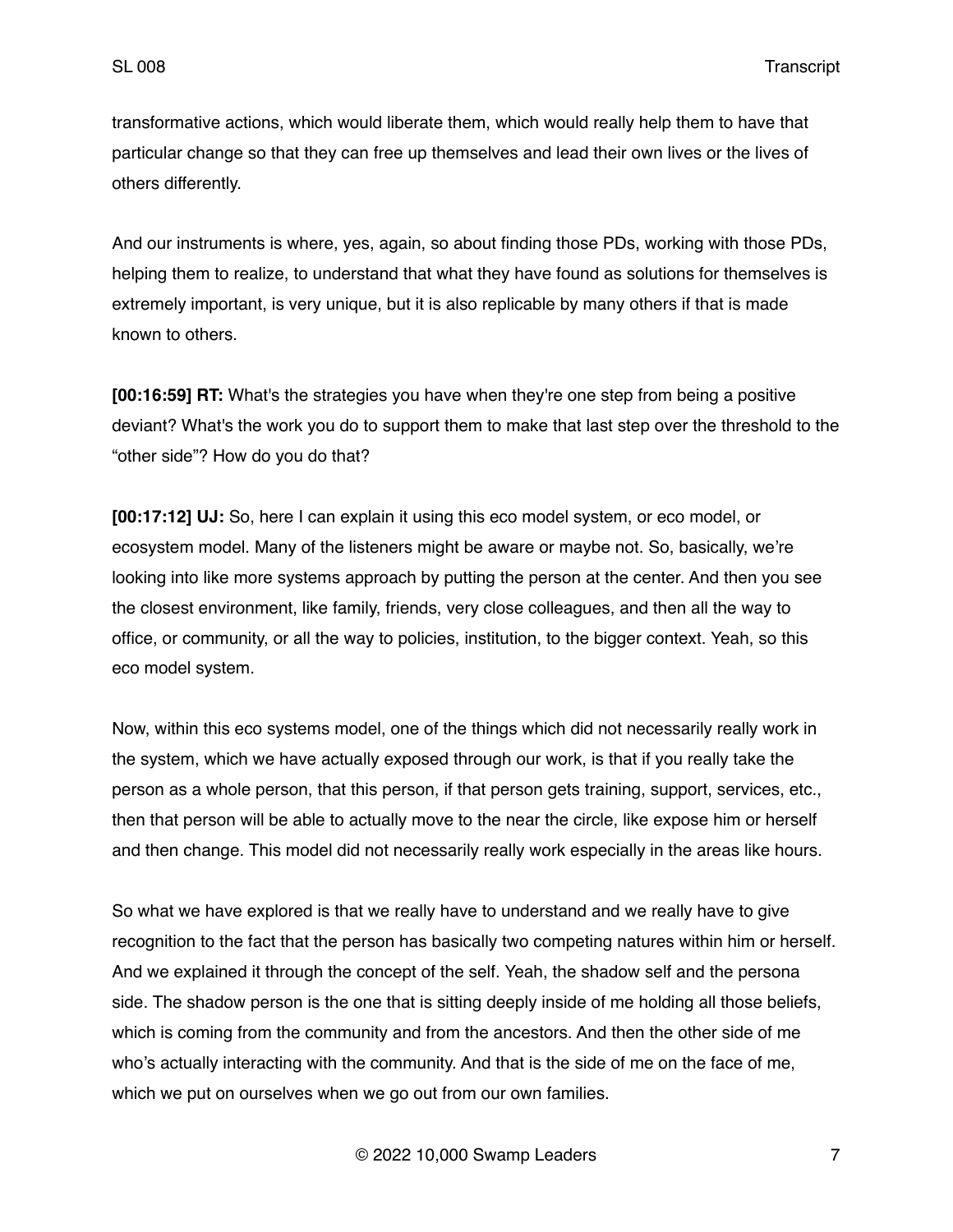transformative actions, which would liberate them, which would really help them to have that particular change so that they can free up themselves and lead their own lives or the lives of others differently.

And our instruments is where, yes, again, so about finding those PDs, working with those PDs, helping them to realize, to understand that what they have found as solutions for themselves is extremely important, is very unique, but it is also replicable by many others if that is made known to others.

**[00:16:59] RT:** What's the strategies you have when they're one step from being a positive deviant? What's the work you do to support them to make that last step over the threshold to the "other side"? How do you do that?

**[00:17:12] UJ:** So, here I can explain it using this eco model system, or eco model, or ecosystem model. Many of the listeners might be aware or maybe not. So, basically, we're looking into like more systems approach by putting the person at the center. And then you see the closest environment, like family, friends, very close colleagues, and then all the way to office, or community, or all the way to policies, institution, to the bigger context. Yeah, so this eco model system.

Now, within this eco systems model, one of the things which did not necessarily really work in the system, which we have actually exposed through our work, is that if you really take the person as a whole person, that this person, if that person gets training, support, services, etc., then that person will be able to actually move to the near the circle, like expose him or herself and then change. This model did not necessarily really work especially in the areas like hours.

So what we have explored is that we really have to understand and we really have to give recognition to the fact that the person has basically two competing natures within him or herself. And we explained it through the concept of the self. Yeah, the shadow self and the persona side. The shadow person is the one that is sitting deeply inside of me holding all those beliefs, which is coming from the community and from the ancestors. And then the other side of me who's actually interacting with the community. And that is the side of me on the face of me, which we put on ourselves when we go out from our own families.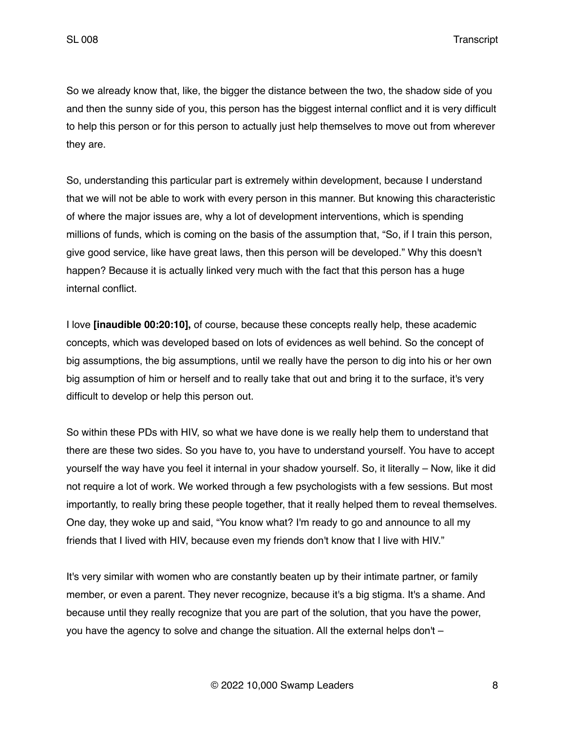So we already know that, like, the bigger the distance between the two, the shadow side of you and then the sunny side of you, this person has the biggest internal conflict and it is very difficult to help this person or for this person to actually just help themselves to move out from wherever they are.

So, understanding this particular part is extremely within development, because I understand that we will not be able to work with every person in this manner. But knowing this characteristic of where the major issues are, why a lot of development interventions, which is spending millions of funds, which is coming on the basis of the assumption that, "So, if I train this person, give good service, like have great laws, then this person will be developed." Why this doesn't happen? Because it is actually linked very much with the fact that this person has a huge internal conflict.

I love **[inaudible 00:20:10],** of course, because these concepts really help, these academic concepts, which was developed based on lots of evidences as well behind. So the concept of big assumptions, the big assumptions, until we really have the person to dig into his or her own big assumption of him or herself and to really take that out and bring it to the surface, it's very difficult to develop or help this person out.

So within these PDs with HIV, so what we have done is we really help them to understand that there are these two sides. So you have to, you have to understand yourself. You have to accept yourself the way have you feel it internal in your shadow yourself. So, it literally – Now, like it did not require a lot of work. We worked through a few psychologists with a few sessions. But most importantly, to really bring these people together, that it really helped them to reveal themselves. One day, they woke up and said, "You know what? I'm ready to go and announce to all my friends that I lived with HIV, because even my friends don't know that I live with HIV."

It's very similar with women who are constantly beaten up by their intimate partner, or family member, or even a parent. They never recognize, because it's a big stigma. It's a shame. And because until they really recognize that you are part of the solution, that you have the power, you have the agency to solve and change the situation. All the external helps don't –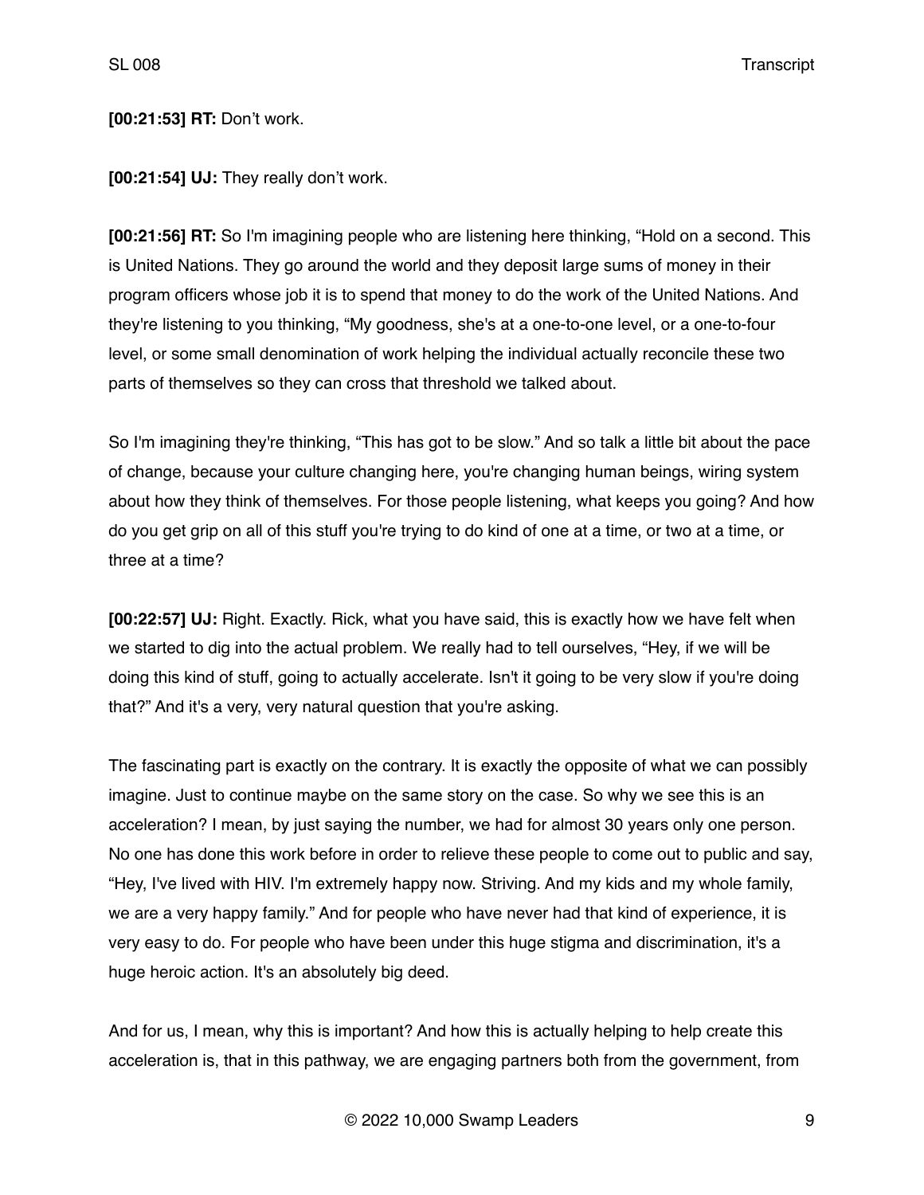**[00:21:53] RT:** Don't work.

**[00:21:54] UJ:** They really don't work.

**[00:21:56] RT:** So I'm imagining people who are listening here thinking, "Hold on a second. This is United Nations. They go around the world and they deposit large sums of money in their program officers whose job it is to spend that money to do the work of the United Nations. And they're listening to you thinking, "My goodness, she's at a one-to-one level, or a one-to-four level, or some small denomination of work helping the individual actually reconcile these two parts of themselves so they can cross that threshold we talked about.

So I'm imagining they're thinking, "This has got to be slow." And so talk a little bit about the pace of change, because your culture changing here, you're changing human beings, wiring system about how they think of themselves. For those people listening, what keeps you going? And how do you get grip on all of this stuff you're trying to do kind of one at a time, or two at a time, or three at a time?

**[00:22:57] UJ:** Right. Exactly. Rick, what you have said, this is exactly how we have felt when we started to dig into the actual problem. We really had to tell ourselves, "Hey, if we will be doing this kind of stuff, going to actually accelerate. Isn't it going to be very slow if you're doing that?" And it's a very, very natural question that you're asking.

The fascinating part is exactly on the contrary. It is exactly the opposite of what we can possibly imagine. Just to continue maybe on the same story on the case. So why we see this is an acceleration? I mean, by just saying the number, we had for almost 30 years only one person. No one has done this work before in order to relieve these people to come out to public and say, "Hey, I've lived with HIV. I'm extremely happy now. Striving. And my kids and my whole family, we are a very happy family." And for people who have never had that kind of experience, it is very easy to do. For people who have been under this huge stigma and discrimination, it's a huge heroic action. It's an absolutely big deed.

And for us, I mean, why this is important? And how this is actually helping to help create this acceleration is, that in this pathway, we are engaging partners both from the government, from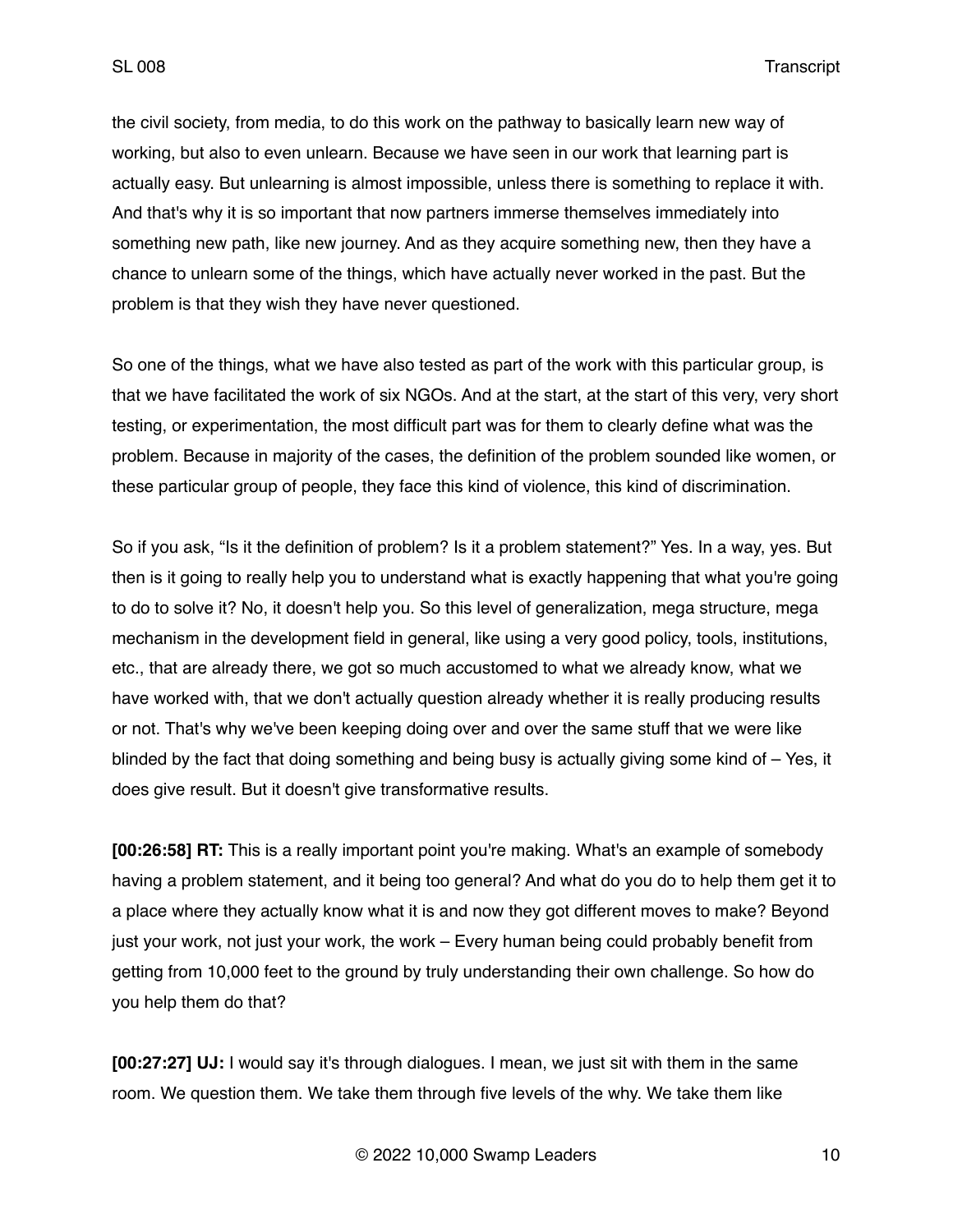the civil society, from media, to do this work on the pathway to basically learn new way of working, but also to even unlearn. Because we have seen in our work that learning part is actually easy. But unlearning is almost impossible, unless there is something to replace it with. And that's why it is so important that now partners immerse themselves immediately into something new path, like new journey. And as they acquire something new, then they have a chance to unlearn some of the things, which have actually never worked in the past. But the problem is that they wish they have never questioned.

So one of the things, what we have also tested as part of the work with this particular group, is that we have facilitated the work of six NGOs. And at the start, at the start of this very, very short testing, or experimentation, the most difficult part was for them to clearly define what was the problem. Because in majority of the cases, the definition of the problem sounded like women, or these particular group of people, they face this kind of violence, this kind of discrimination.

So if you ask, "Is it the definition of problem? Is it a problem statement?" Yes. In a way, yes. But then is it going to really help you to understand what is exactly happening that what you're going to do to solve it? No, it doesn't help you. So this level of generalization, mega structure, mega mechanism in the development field in general, like using a very good policy, tools, institutions, etc., that are already there, we got so much accustomed to what we already know, what we have worked with, that we don't actually question already whether it is really producing results or not. That's why we've been keeping doing over and over the same stuff that we were like blinded by the fact that doing something and being busy is actually giving some kind of – Yes, it does give result. But it doesn't give transformative results.

**[00:26:58] RT:** This is a really important point you're making. What's an example of somebody having a problem statement, and it being too general? And what do you do to help them get it to a place where they actually know what it is and now they got different moves to make? Beyond just your work, not just your work, the work – Every human being could probably benefit from getting from 10,000 feet to the ground by truly understanding their own challenge. So how do you help them do that?

**[00:27:27] UJ:** I would say it's through dialogues. I mean, we just sit with them in the same room. We question them. We take them through five levels of the why. We take them like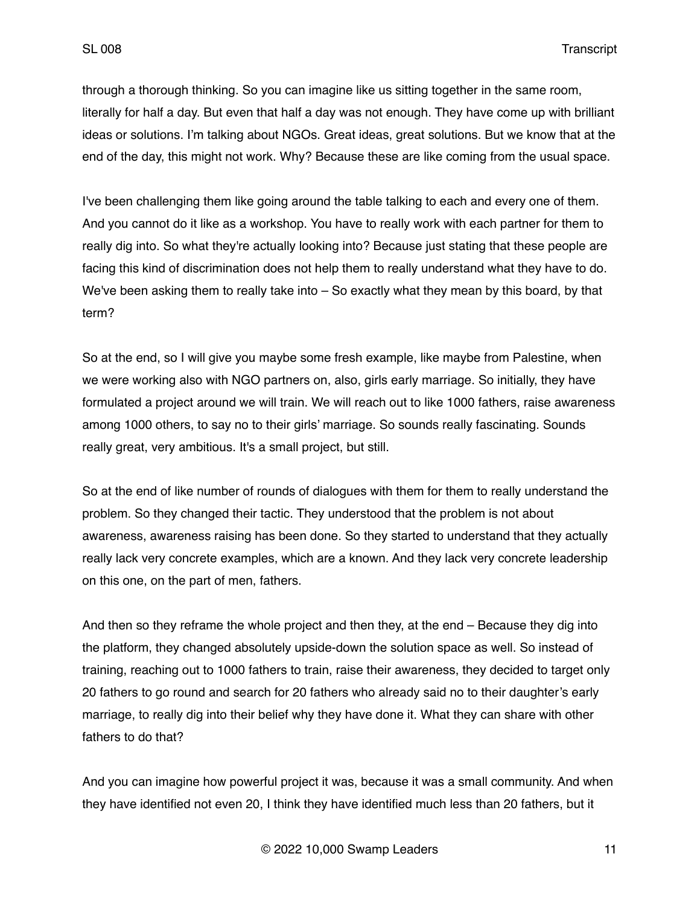through a thorough thinking. So you can imagine like us sitting together in the same room, literally for half a day. But even that half a day was not enough. They have come up with brilliant ideas or solutions. I'm talking about NGOs. Great ideas, great solutions. But we know that at the end of the day, this might not work. Why? Because these are like coming from the usual space.

I've been challenging them like going around the table talking to each and every one of them. And you cannot do it like as a workshop. You have to really work with each partner for them to really dig into. So what they're actually looking into? Because just stating that these people are facing this kind of discrimination does not help them to really understand what they have to do. We've been asking them to really take into – So exactly what they mean by this board, by that term?

So at the end, so I will give you maybe some fresh example, like maybe from Palestine, when we were working also with NGO partners on, also, girls early marriage. So initially, they have formulated a project around we will train. We will reach out to like 1000 fathers, raise awareness among 1000 others, to say no to their girls' marriage. So sounds really fascinating. Sounds really great, very ambitious. It's a small project, but still.

So at the end of like number of rounds of dialogues with them for them to really understand the problem. So they changed their tactic. They understood that the problem is not about awareness, awareness raising has been done. So they started to understand that they actually really lack very concrete examples, which are a known. And they lack very concrete leadership on this one, on the part of men, fathers.

And then so they reframe the whole project and then they, at the end – Because they dig into the platform, they changed absolutely upside-down the solution space as well. So instead of training, reaching out to 1000 fathers to train, raise their awareness, they decided to target only 20 fathers to go round and search for 20 fathers who already said no to their daughter's early marriage, to really dig into their belief why they have done it. What they can share with other fathers to do that?

And you can imagine how powerful project it was, because it was a small community. And when they have identified not even 20, I think they have identified much less than 20 fathers, but it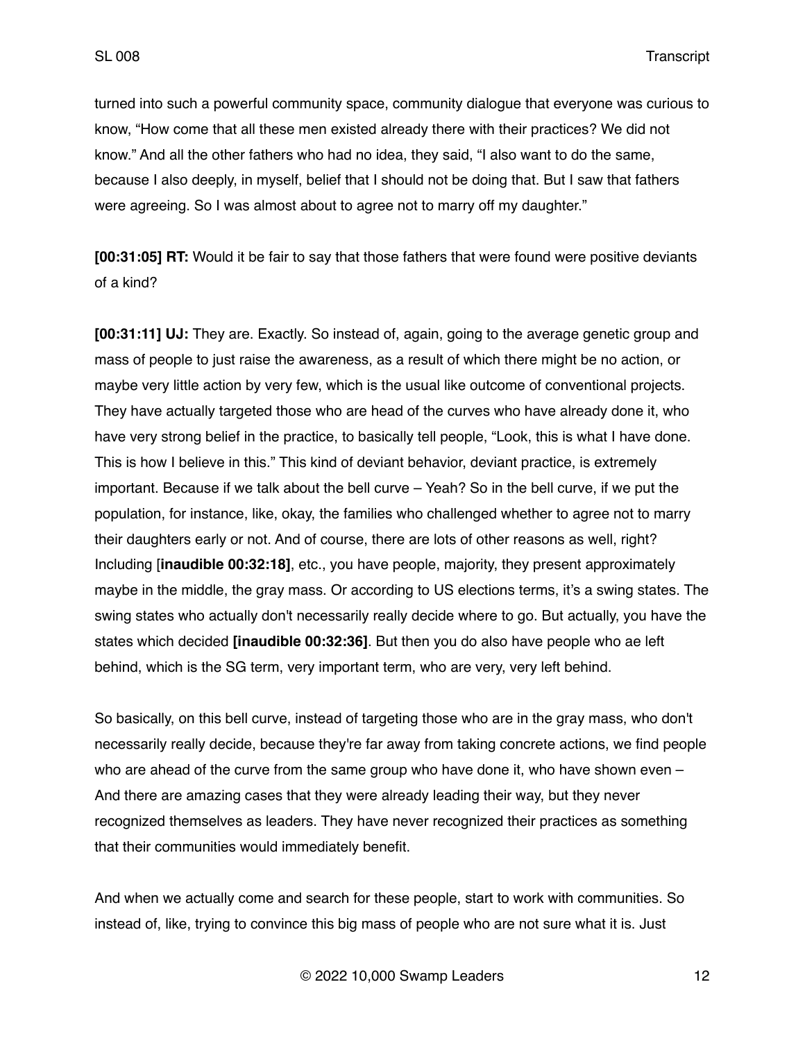turned into such a powerful community space, community dialogue that everyone was curious to know, "How come that all these men existed already there with their practices? We did not know." And all the other fathers who had no idea, they said, "I also want to do the same, because I also deeply, in myself, belief that I should not be doing that. But I saw that fathers were agreeing. So I was almost about to agree not to marry off my daughter."

**[00:31:05] RT:** Would it be fair to say that those fathers that were found were positive deviants of a kind?

**[00:31:11] UJ:** They are. Exactly. So instead of, again, going to the average genetic group and mass of people to just raise the awareness, as a result of which there might be no action, or maybe very little action by very few, which is the usual like outcome of conventional projects. They have actually targeted those who are head of the curves who have already done it, who have very strong belief in the practice, to basically tell people, "Look, this is what I have done. This is how I believe in this." This kind of deviant behavior, deviant practice, is extremely important. Because if we talk about the bell curve – Yeah? So in the bell curve, if we put the population, for instance, like, okay, the families who challenged whether to agree not to marry their daughters early or not. And of course, there are lots of other reasons as well, right? Including [**inaudible 00:32:18**], etc., you have people, majority, they present approximately maybe in the middle, the gray mass. Or according to US elections terms, it's a swing states. The swing states who actually don't necessarily really decide where to go. But actually, you have the states which decided **[inaudible 00:32:36]**. But then you do also have people who ae left behind, which is the SG term, very important term, who are very, very left behind.

So basically, on this bell curve, instead of targeting those who are in the gray mass, who don't necessarily really decide, because they're far away from taking concrete actions, we find people who are ahead of the curve from the same group who have done it, who have shown even – And there are amazing cases that they were already leading their way, but they never recognized themselves as leaders. They have never recognized their practices as something that their communities would immediately benefit.

And when we actually come and search for these people, start to work with communities. So instead of, like, trying to convince this big mass of people who are not sure what it is. Just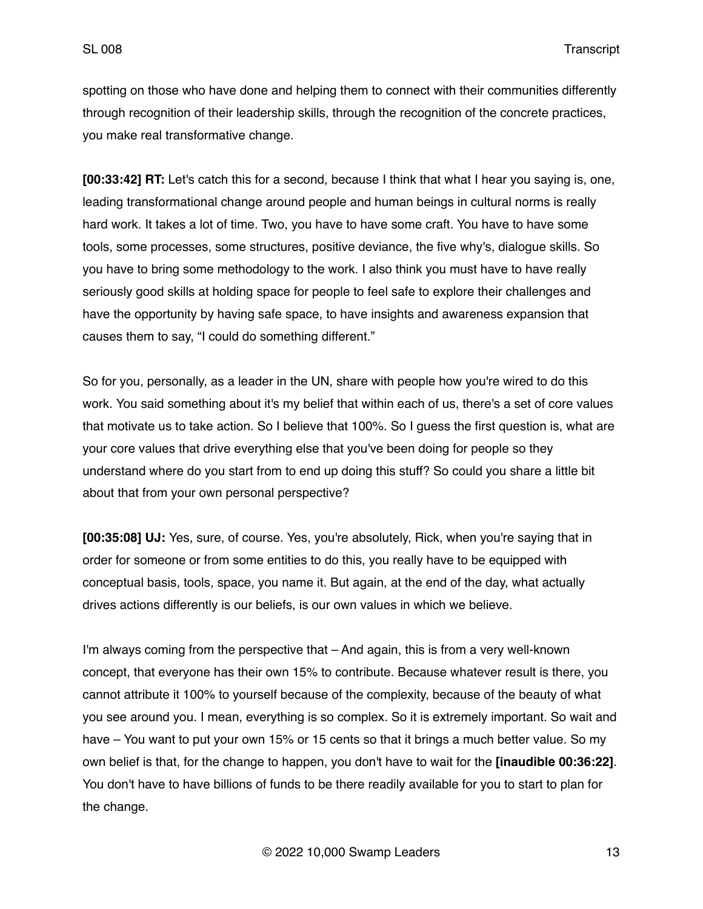spotting on those who have done and helping them to connect with their communities differently through recognition of their leadership skills, through the recognition of the concrete practices, you make real transformative change.

**[00:33:42] RT:** Let's catch this for a second, because I think that what I hear you saying is, one, leading transformational change around people and human beings in cultural norms is really hard work. It takes a lot of time. Two, you have to have some craft. You have to have some tools, some processes, some structures, positive deviance, the five why's, dialogue skills. So you have to bring some methodology to the work. I also think you must have to have really seriously good skills at holding space for people to feel safe to explore their challenges and have the opportunity by having safe space, to have insights and awareness expansion that causes them to say, "I could do something different."

So for you, personally, as a leader in the UN, share with people how you're wired to do this work. You said something about it's my belief that within each of us, there's a set of core values that motivate us to take action. So I believe that 100%. So I guess the first question is, what are your core values that drive everything else that you've been doing for people so they understand where do you start from to end up doing this stuff? So could you share a little bit about that from your own personal perspective?

**[00:35:08] UJ:** Yes, sure, of course. Yes, you're absolutely, Rick, when you're saying that in order for someone or from some entities to do this, you really have to be equipped with conceptual basis, tools, space, you name it. But again, at the end of the day, what actually drives actions differently is our beliefs, is our own values in which we believe.

I'm always coming from the perspective that – And again, this is from a very well-known concept, that everyone has their own 15% to contribute. Because whatever result is there, you cannot attribute it 100% to yourself because of the complexity, because of the beauty of what you see around you. I mean, everything is so complex. So it is extremely important. So wait and have – You want to put your own 15% or 15 cents so that it brings a much better value. So my own belief is that, for the change to happen, you don't have to wait for the **[inaudible 00:36:22]**. You don't have to have billions of funds to be there readily available for you to start to plan for the change.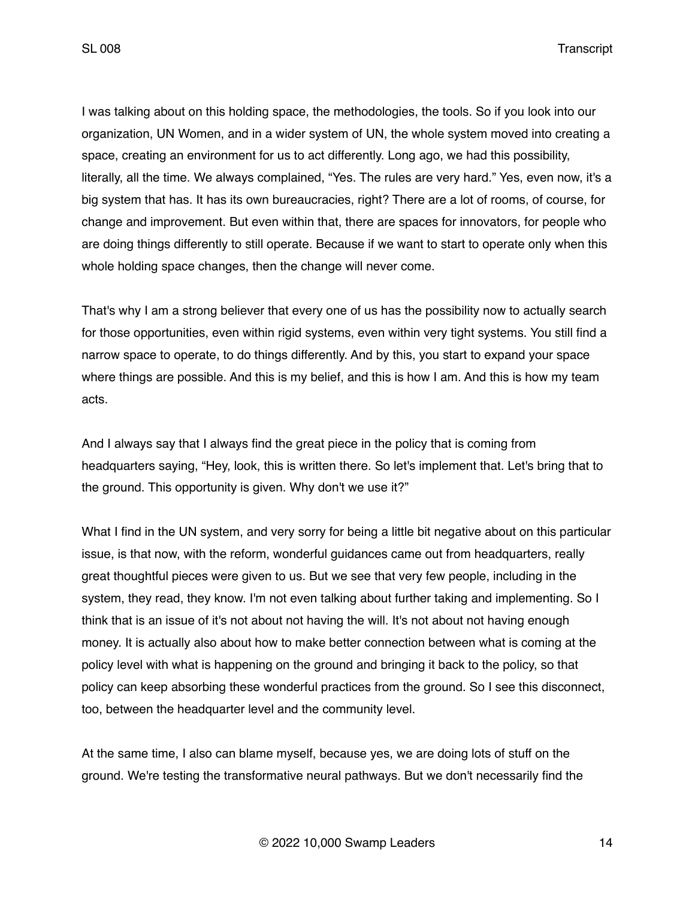I was talking about on this holding space, the methodologies, the tools. So if you look into our organization, UN Women, and in a wider system of UN, the whole system moved into creating a space, creating an environment for us to act differently. Long ago, we had this possibility, literally, all the time. We always complained, "Yes. The rules are very hard." Yes, even now, it's a big system that has. It has its own bureaucracies, right? There are a lot of rooms, of course, for change and improvement. But even within that, there are spaces for innovators, for people who are doing things differently to still operate. Because if we want to start to operate only when this whole holding space changes, then the change will never come.

That's why I am a strong believer that every one of us has the possibility now to actually search for those opportunities, even within rigid systems, even within very tight systems. You still find a narrow space to operate, to do things differently. And by this, you start to expand your space where things are possible. And this is my belief, and this is how I am. And this is how my team acts.

And I always say that I always find the great piece in the policy that is coming from headquarters saying, "Hey, look, this is written there. So let's implement that. Let's bring that to the ground. This opportunity is given. Why don't we use it?"

What I find in the UN system, and very sorry for being a little bit negative about on this particular issue, is that now, with the reform, wonderful guidances came out from headquarters, really great thoughtful pieces were given to us. But we see that very few people, including in the system, they read, they know. I'm not even talking about further taking and implementing. So I think that is an issue of it's not about not having the will. It's not about not having enough money. It is actually also about how to make better connection between what is coming at the policy level with what is happening on the ground and bringing it back to the policy, so that policy can keep absorbing these wonderful practices from the ground. So I see this disconnect, too, between the headquarter level and the community level.

At the same time, I also can blame myself, because yes, we are doing lots of stuff on the ground. We're testing the transformative neural pathways. But we don't necessarily find the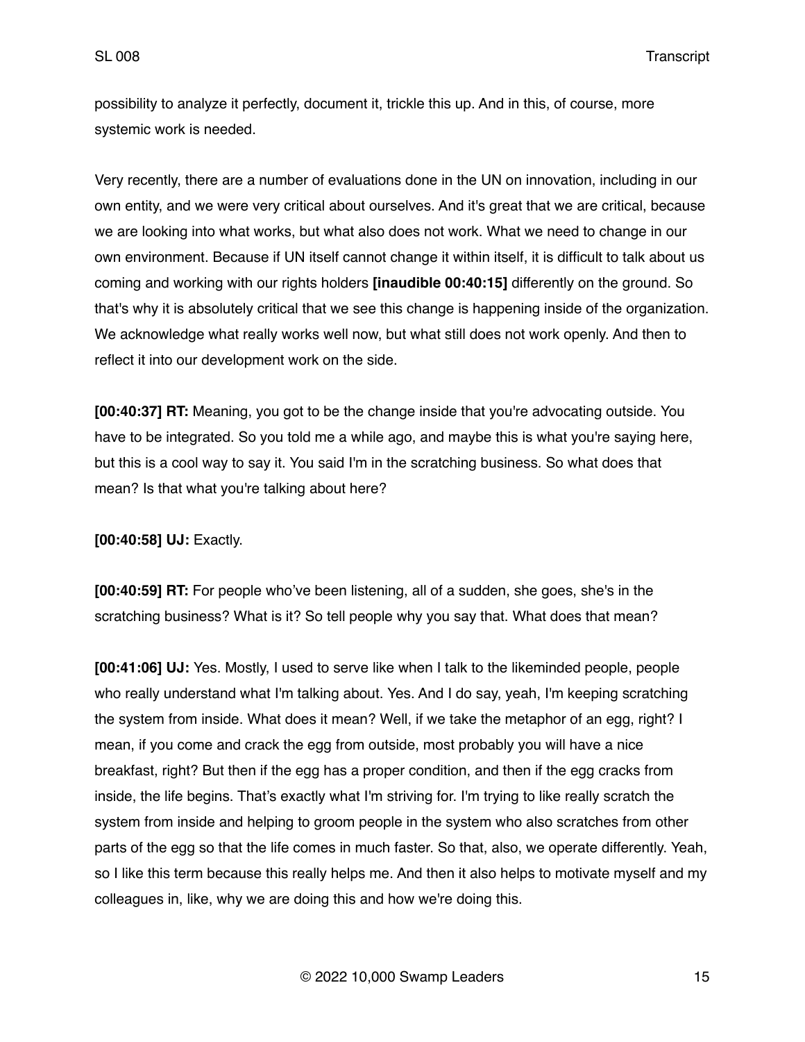possibility to analyze it perfectly, document it, trickle this up. And in this, of course, more systemic work is needed.

Very recently, there are a number of evaluations done in the UN on innovation, including in our own entity, and we were very critical about ourselves. And it's great that we are critical, because we are looking into what works, but what also does not work. What we need to change in our own environment. Because if UN itself cannot change it within itself, it is difficult to talk about us coming and working with our rights holders **[inaudible 00:40:15]** differently on the ground. So that's why it is absolutely critical that we see this change is happening inside of the organization. We acknowledge what really works well now, but what still does not work openly. And then to reflect it into our development work on the side.

**[00:40:37] RT:** Meaning, you got to be the change inside that you're advocating outside. You have to be integrated. So you told me a while ago, and maybe this is what you're saying here, but this is a cool way to say it. You said I'm in the scratching business. So what does that mean? Is that what you're talking about here?

**[00:40:58] UJ:** Exactly.

**[00:40:59] RT:** For people who've been listening, all of a sudden, she goes, she's in the scratching business? What is it? So tell people why you say that. What does that mean?

**[00:41:06] UJ:** Yes. Mostly, I used to serve like when I talk to the likeminded people, people who really understand what I'm talking about. Yes. And I do say, yeah, I'm keeping scratching the system from inside. What does it mean? Well, if we take the metaphor of an egg, right? I mean, if you come and crack the egg from outside, most probably you will have a nice breakfast, right? But then if the egg has a proper condition, and then if the egg cracks from inside, the life begins. That's exactly what I'm striving for. I'm trying to like really scratch the system from inside and helping to groom people in the system who also scratches from other parts of the egg so that the life comes in much faster. So that, also, we operate differently. Yeah, so I like this term because this really helps me. And then it also helps to motivate myself and my colleagues in, like, why we are doing this and how we're doing this.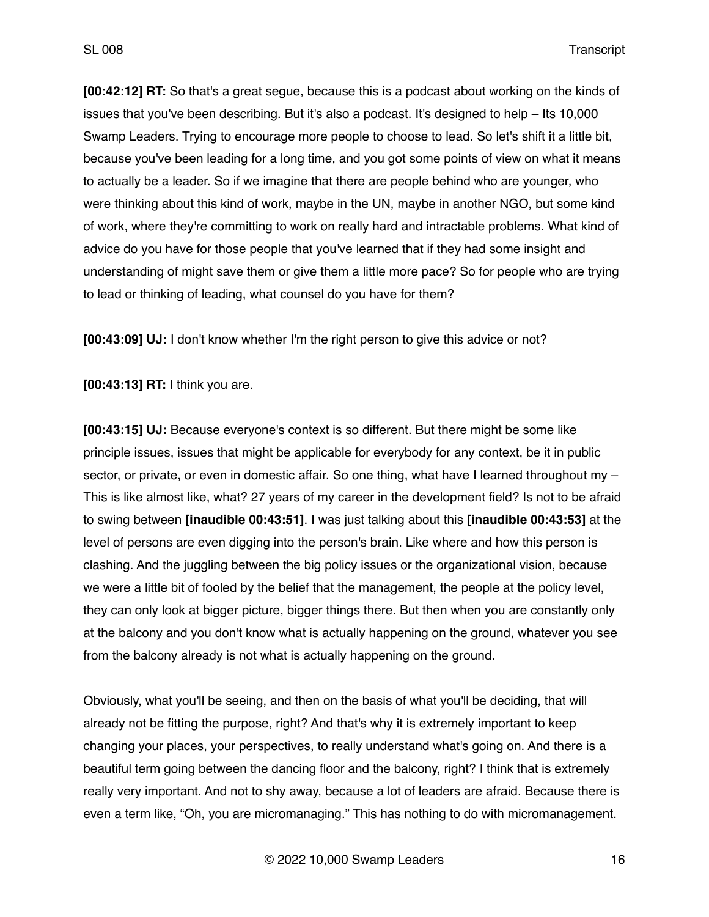**[00:42:12] RT:** So that's a great segue, because this is a podcast about working on the kinds of issues that you've been describing. But it's also a podcast. It's designed to help – Its 10,000 Swamp Leaders. Trying to encourage more people to choose to lead. So let's shift it a little bit, because you've been leading for a long time, and you got some points of view on what it means to actually be a leader. So if we imagine that there are people behind who are younger, who were thinking about this kind of work, maybe in the UN, maybe in another NGO, but some kind of work, where they're committing to work on really hard and intractable problems. What kind of advice do you have for those people that you've learned that if they had some insight and understanding of might save them or give them a little more pace? So for people who are trying to lead or thinking of leading, what counsel do you have for them?

**[00:43:09] UJ:** I don't know whether I'm the right person to give this advice or not?

**[00:43:13] RT:** I think you are.

**[00:43:15] UJ:** Because everyone's context is so different. But there might be some like principle issues, issues that might be applicable for everybody for any context, be it in public sector, or private, or even in domestic affair. So one thing, what have I learned throughout my – This is like almost like, what? 27 years of my career in the development field? Is not to be afraid to swing between **[inaudible 00:43:51]**. I was just talking about this **[inaudible 00:43:53]** at the level of persons are even digging into the person's brain. Like where and how this person is clashing. And the juggling between the big policy issues or the organizational vision, because we were a little bit of fooled by the belief that the management, the people at the policy level, they can only look at bigger picture, bigger things there. But then when you are constantly only at the balcony and you don't know what is actually happening on the ground, whatever you see from the balcony already is not what is actually happening on the ground.

Obviously, what you'll be seeing, and then on the basis of what you'll be deciding, that will already not be fitting the purpose, right? And that's why it is extremely important to keep changing your places, your perspectives, to really understand what's going on. And there is a beautiful term going between the dancing floor and the balcony, right? I think that is extremely really very important. And not to shy away, because a lot of leaders are afraid. Because there is even a term like, "Oh, you are micromanaging." This has nothing to do with micromanagement.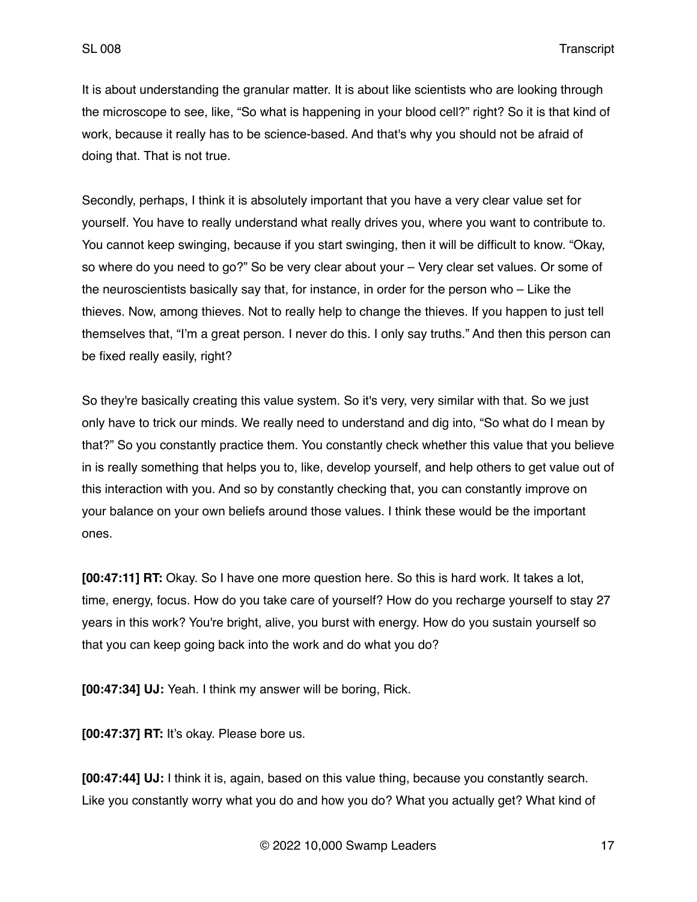It is about understanding the granular matter. It is about like scientists who are looking through the microscope to see, like, "So what is happening in your blood cell?" right? So it is that kind of work, because it really has to be science-based. And that's why you should not be afraid of doing that. That is not true.

Secondly, perhaps, I think it is absolutely important that you have a very clear value set for yourself. You have to really understand what really drives you, where you want to contribute to. You cannot keep swinging, because if you start swinging, then it will be difficult to know. "Okay, so where do you need to go?" So be very clear about your – Very clear set values. Or some of the neuroscientists basically say that, for instance, in order for the person who – Like the thieves. Now, among thieves. Not to really help to change the thieves. If you happen to just tell themselves that, "I'm a great person. I never do this. I only say truths." And then this person can be fixed really easily, right?

So they're basically creating this value system. So it's very, very similar with that. So we just only have to trick our minds. We really need to understand and dig into, "So what do I mean by that?" So you constantly practice them. You constantly check whether this value that you believe in is really something that helps you to, like, develop yourself, and help others to get value out of this interaction with you. And so by constantly checking that, you can constantly improve on your balance on your own beliefs around those values. I think these would be the important ones.

**[00:47:11] RT:** Okay. So I have one more question here. So this is hard work. It takes a lot, time, energy, focus. How do you take care of yourself? How do you recharge yourself to stay 27 years in this work? You're bright, alive, you burst with energy. How do you sustain yourself so that you can keep going back into the work and do what you do?

**[00:47:34] UJ:** Yeah. I think my answer will be boring, Rick.

**[00:47:37] RT:** It's okay. Please bore us.

**[00:47:44] UJ:** I think it is, again, based on this value thing, because you constantly search. Like you constantly worry what you do and how you do? What you actually get? What kind of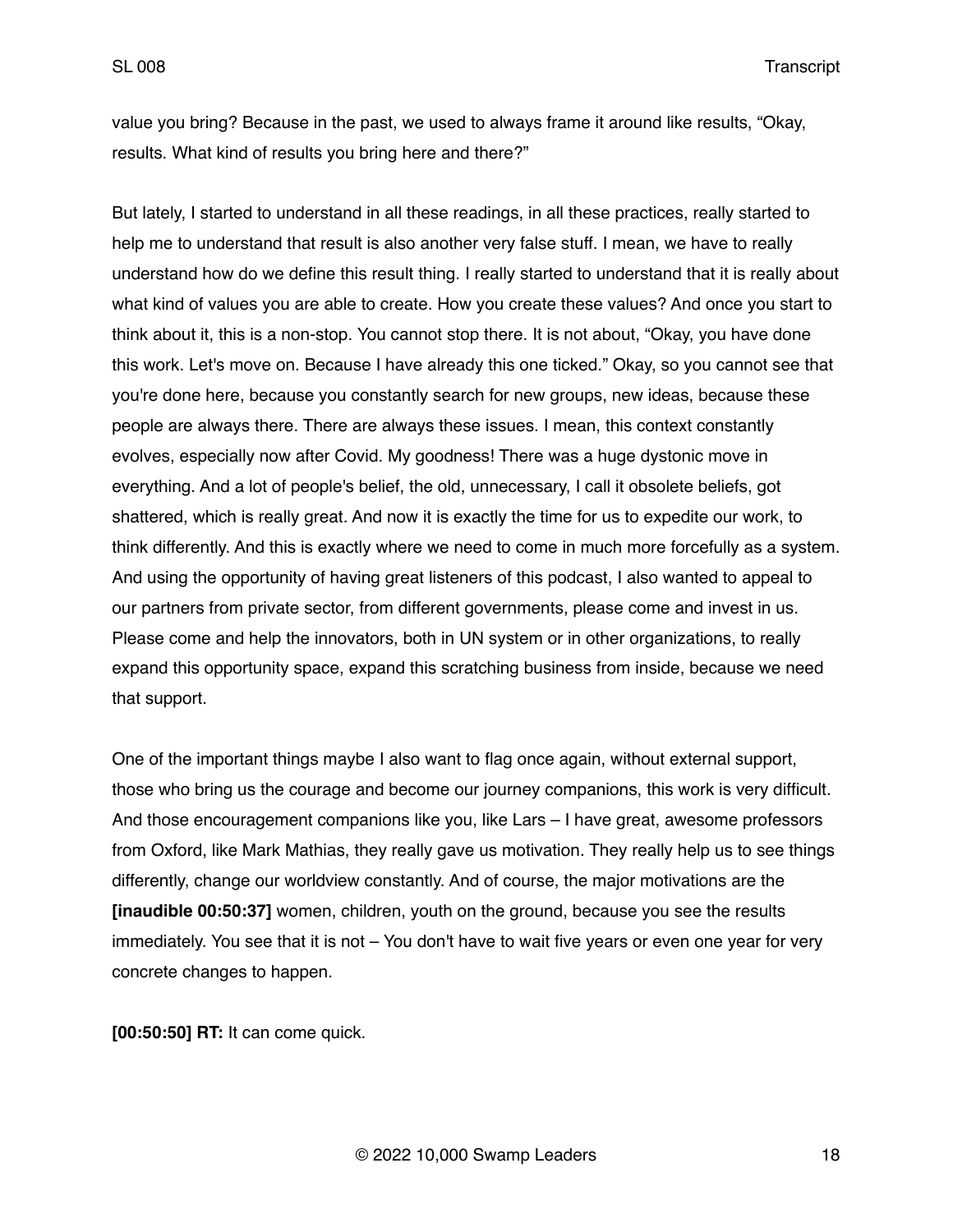value you bring? Because in the past, we used to always frame it around like results, "Okay, results. What kind of results you bring here and there?"

But lately, I started to understand in all these readings, in all these practices, really started to help me to understand that result is also another very false stuff. I mean, we have to really understand how do we define this result thing. I really started to understand that it is really about what kind of values you are able to create. How you create these values? And once you start to think about it, this is a non-stop. You cannot stop there. It is not about, "Okay, you have done this work. Let's move on. Because I have already this one ticked." Okay, so you cannot see that you're done here, because you constantly search for new groups, new ideas, because these people are always there. There are always these issues. I mean, this context constantly evolves, especially now after Covid. My goodness! There was a huge dystonic move in everything. And a lot of people's belief, the old, unnecessary, I call it obsolete beliefs, got shattered, which is really great. And now it is exactly the time for us to expedite our work, to think differently. And this is exactly where we need to come in much more forcefully as a system. And using the opportunity of having great listeners of this podcast, I also wanted to appeal to our partners from private sector, from different governments, please come and invest in us. Please come and help the innovators, both in UN system or in other organizations, to really expand this opportunity space, expand this scratching business from inside, because we need that support.

One of the important things maybe I also want to flag once again, without external support, those who bring us the courage and become our journey companions, this work is very difficult. And those encouragement companions like you, like Lars – I have great, awesome professors from Oxford, like Mark Mathias, they really gave us motivation. They really help us to see things differently, change our worldview constantly. And of course, the major motivations are the **[inaudible 00:50:37]** women, children, youth on the ground, because you see the results immediately. You see that it is not – You don't have to wait five years or even one year for very concrete changes to happen.

**[00:50:50] RT:** It can come quick.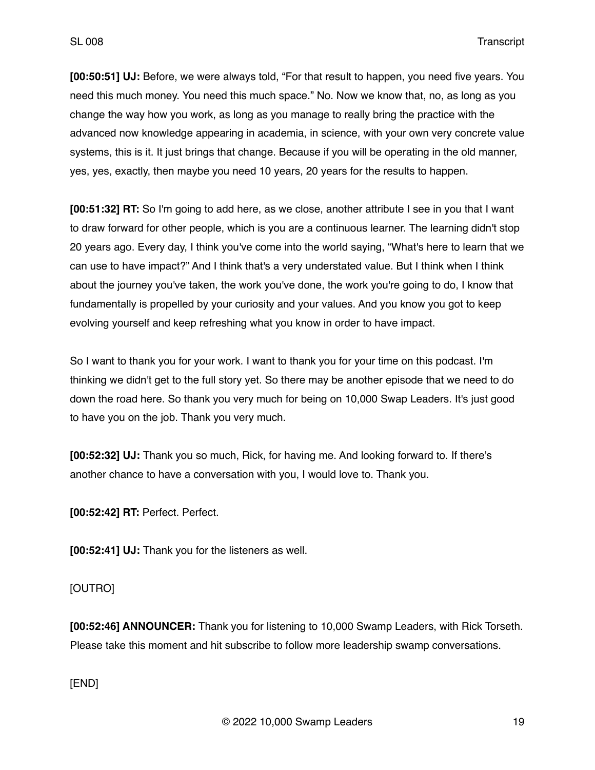**[00:50:51] UJ:** Before, we were always told, "For that result to happen, you need five years. You need this much money. You need this much space." No. Now we know that, no, as long as you change the way how you work, as long as you manage to really bring the practice with the advanced now knowledge appearing in academia, in science, with your own very concrete value systems, this is it. It just brings that change. Because if you will be operating in the old manner, yes, yes, exactly, then maybe you need 10 years, 20 years for the results to happen.

**[00:51:32] RT:** So I'm going to add here, as we close, another attribute I see in you that I want to draw forward for other people, which is you are a continuous learner. The learning didn't stop 20 years ago. Every day, I think you've come into the world saying, "What's here to learn that we can use to have impact?" And I think that's a very understated value. But I think when I think about the journey you've taken, the work you've done, the work you're going to do, I know that fundamentally is propelled by your curiosity and your values. And you know you got to keep evolving yourself and keep refreshing what you know in order to have impact.

So I want to thank you for your work. I want to thank you for your time on this podcast. I'm thinking we didn't get to the full story yet. So there may be another episode that we need to do down the road here. So thank you very much for being on 10,000 Swap Leaders. It's just good to have you on the job. Thank you very much.

**[00:52:32] UJ:** Thank you so much, Rick, for having me. And looking forward to. If there's another chance to have a conversation with you, I would love to. Thank you.

**[00:52:42] RT:** Perfect. Perfect.

**[00:52:41] UJ:** Thank you for the listeners as well.

[OUTRO]

**[00:52:46] ANNOUNCER:** Thank you for listening to 10,000 Swamp Leaders, with Rick Torseth. Please take this moment and hit subscribe to follow more leadership swamp conversations.

[END]